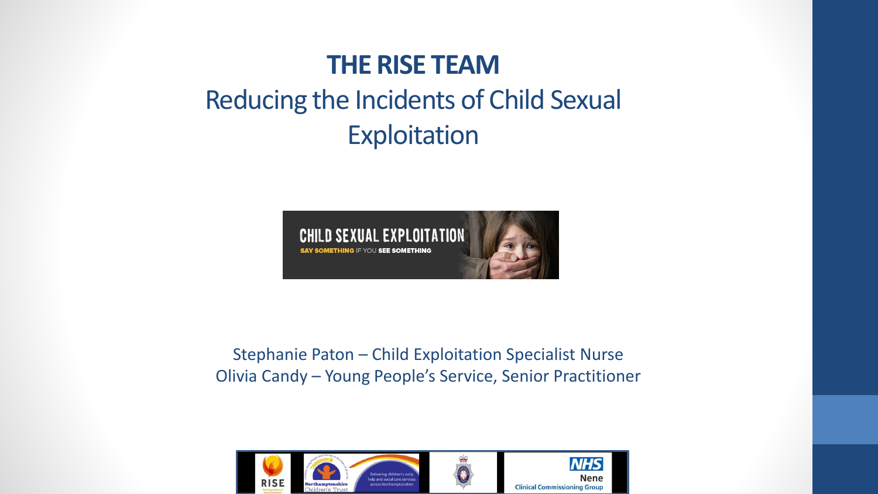# THE RISE TEAM

## Reducing the Incidents of Child Sexual Exploitation

CHILD SEXUAL EXPLOITATION

SAY SOMETHING IF YOU SEE SOMETHING

Stephanie Paton – Child Exploitation Specialist Nurse
Olivia Candy – Young People's Service, Senior Practitioner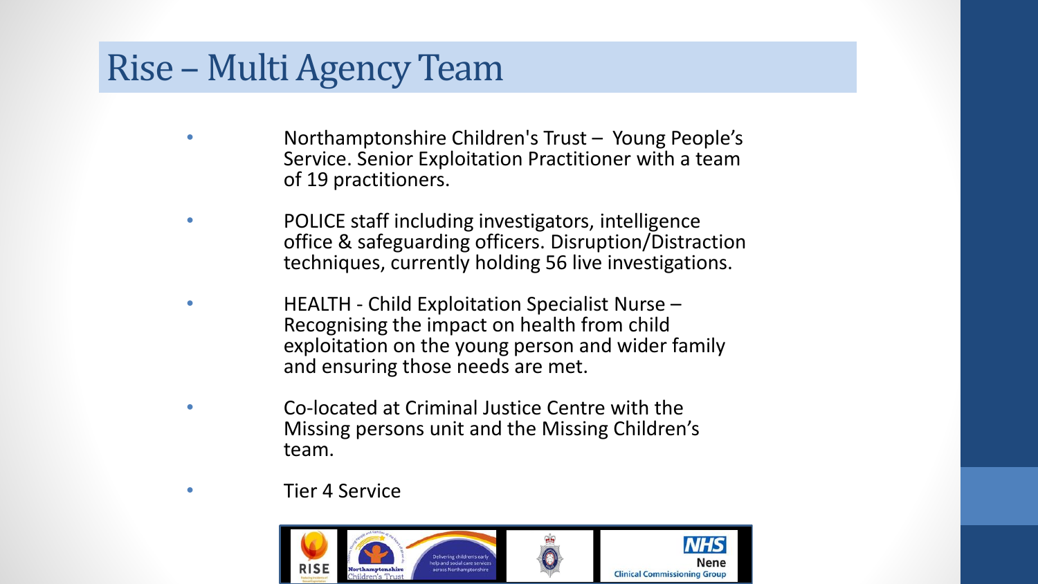# Rise – Multi Agency Team

- Northamptonshire Children's Trust – Young People's Service. Senior Exploitation Practitioner with a team of 19 practitioners.
- POLICE staff including investigators, intelligence office & safeguarding officers. Disruption/Distraction techniques, currently holding 56 live investigations.
- HEALTH - Child Exploitation Specialist Nurse – Recognising the impact on health from child exploitation on the young person and wider family and ensuring those needs are met.
- Co-located at Criminal Justice Centre with the Missing persons unit and the Missing Children's team.
- Tier 4 Service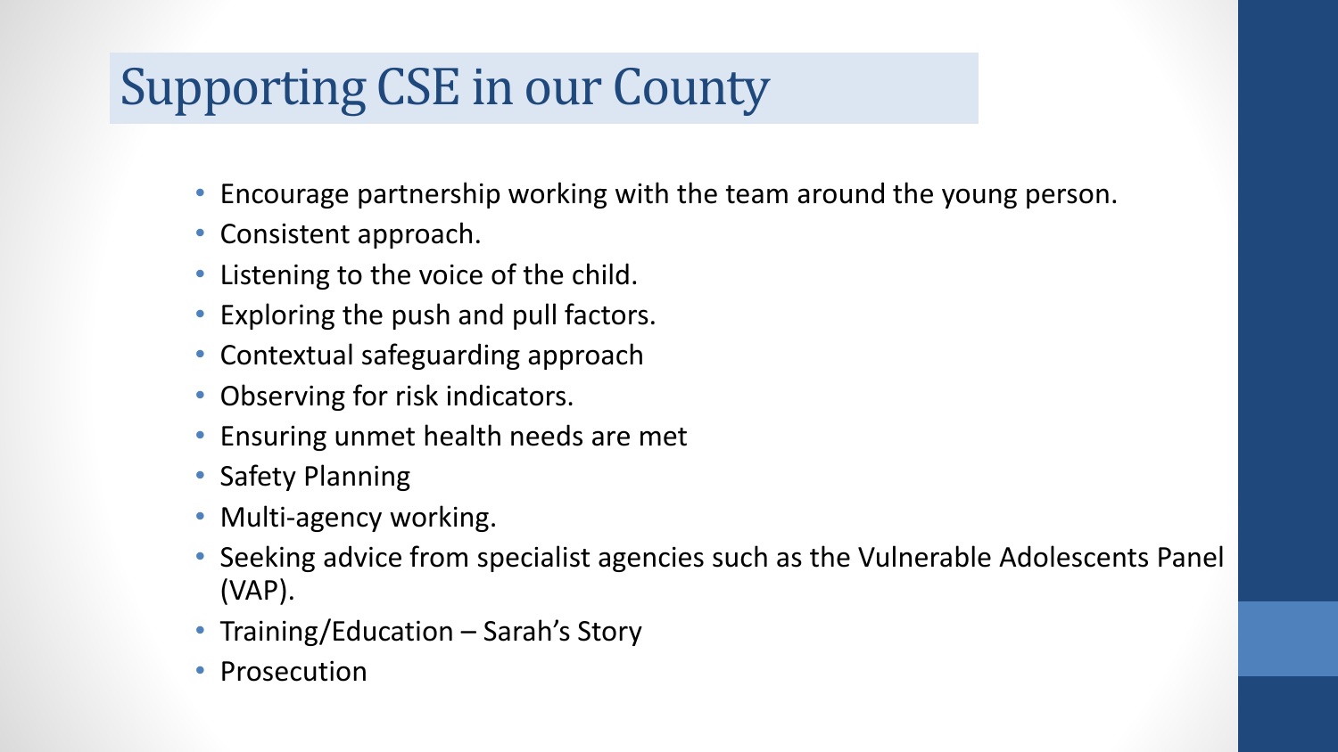# Supporting CSE in our County

- Encourage partnership working with the team around the young person.
- Consistent approach.
- Listening to the voice of the child.
- Exploring the push and pull factors.
- Contextual safeguarding approach
- Observing for risk indicators.
- Ensuring unmet health needs are met
- Safety Planning
- Multi-agency working.
- Seeking advice from specialist agencies such as the Vulnerable Adolescents Panel (VAP).
- Training/Education – Sarah's Story
- Prosecution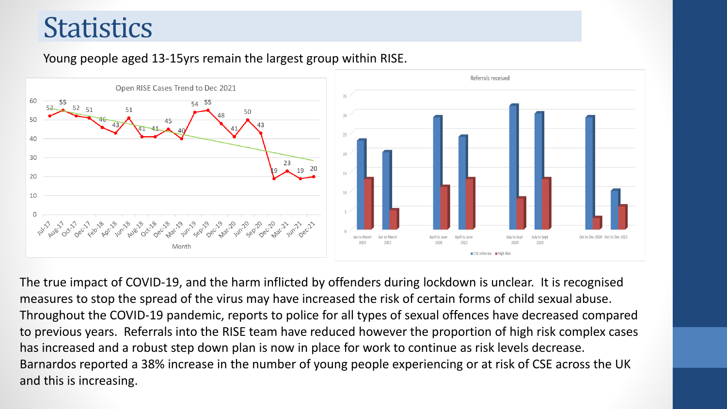# Statistics

Young people aged 13-15yrs remain the largest group within RISE.

The true impact of COVID-19, and the harm inflicted by offenders during lockdown is unclear. It is recognised measures to stop the spread of the virus may have increased the risk of certain forms of child sexual abuse. Throughout the COVID-19 pandemic, reports to police for all types of sexual offences have decreased compared to previous years. Referrals into the RISE team have reduced however the proportion of high risk complex cases has increased and a robust step down plan is now in place for work to continue as risk levels decrease. Barnardos reported a 38% increase in the number of young people experiencing or at risk of CSE across the UK and this is increasing.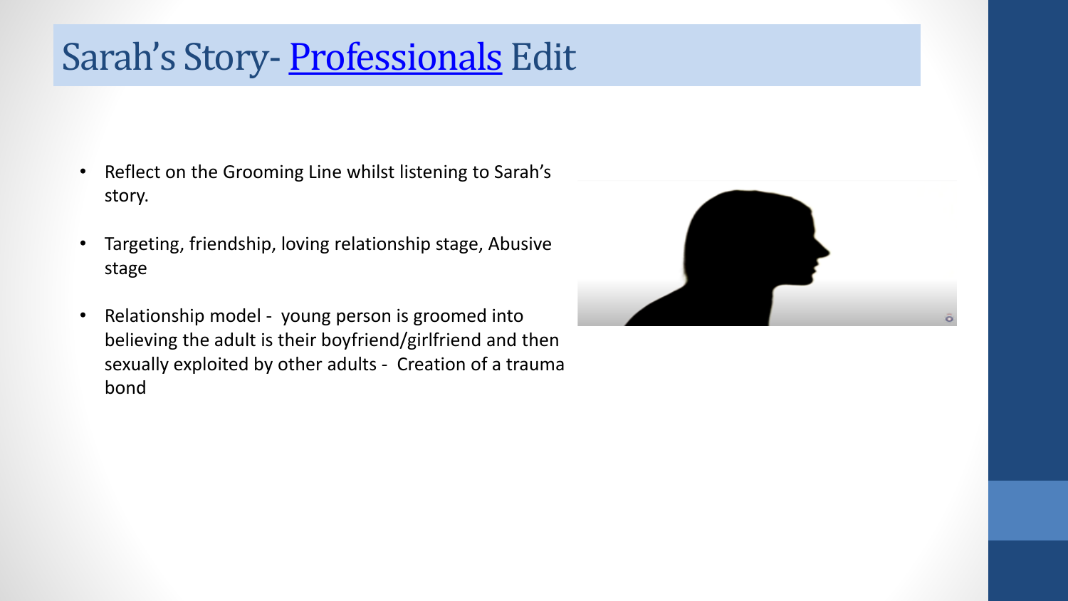# Sarah's Story- Professionals Edit

- Reflect on the Grooming Line whilst listening to Sarah's story.
- Targeting, friendship, loving relationship stage, Abusive stage
- Relationship model - young person is groomed into believing the adult is their boyfriend/girlfriend and then sexually exploited by other adults - Creation of a trauma bond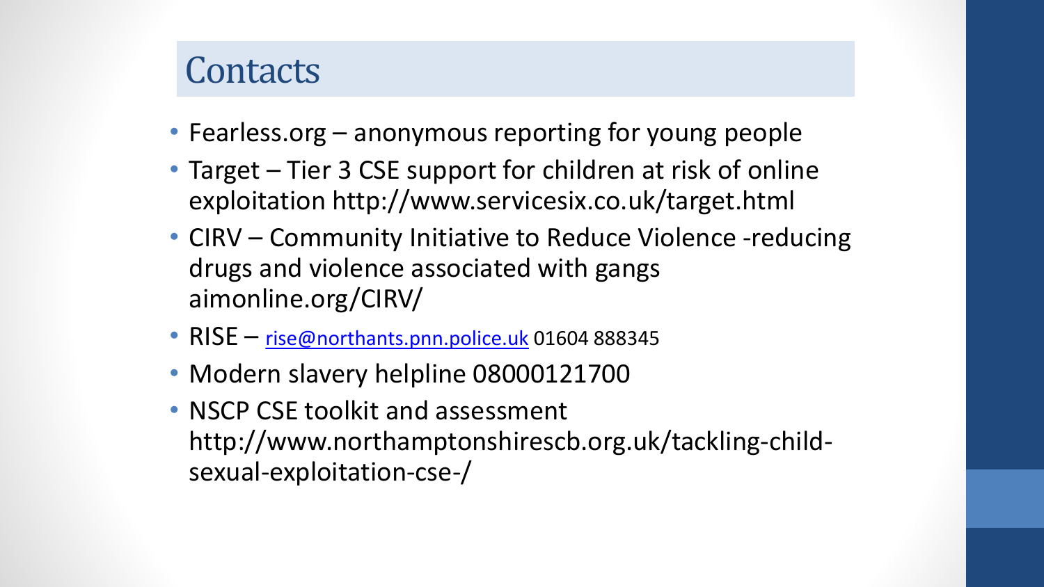# Contacts

- Fearless.org – anonymous reporting for young people
- Target – Tier 3 CSE support for children at risk of online exploitation http://www.servicesix.co.uk/target.html
- CIRV – Community Initiative to Reduce Violence -reducing drugs and violence associated with gangs aimonline.org/CIRV/
- RISE – rise@northants.pnn.police.uk 01604 888345
- Modern slavery helpline 08000121700
- NSCP CSE toolkit and assessment http://www.northamptonshirescb.org.uk/tackling-child-sexual-exploitation-cse-/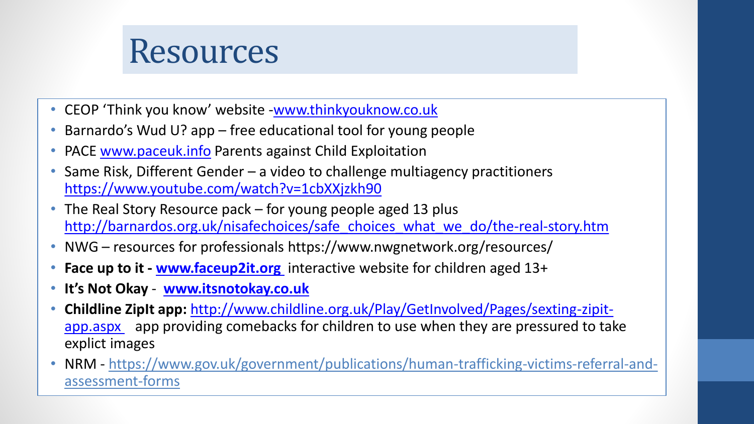# Resources

- CEOP 'Think you know' website -www.thinkyouknow.co.uk
- Barnardo's Wud U? app – free educational tool for young people
- PACE www.paceuk.info Parents against Child Exploitation
- Same Risk, Different Gender – a video to challenge multiagency practitioners https://www.youtube.com/watch?v=1cbXXjzkh90
- The Real Story Resource pack – for young people aged 13 plus http://barnardos.org.uk/nisafechoices/safe_choices_what_we_do/the-real-story.htm
- NWG – resources for professionals https://www.nwgnetwork.org/resources/
- **Face up to it - www.faceup2it.org** interactive website for children aged 13+
- **It's Not Okay** - **www.itsnotokay.co.uk**
- **Childline ZipIt app:** http://www.childline.org.uk/Play/GetInvolved/Pages/sexting-zipit-app.aspx app providing comebacks for children to use when they are pressured to take explict images
- NRM - https://www.gov.uk/government/publications/human-trafficking-victims-referral-and-assessment-forms